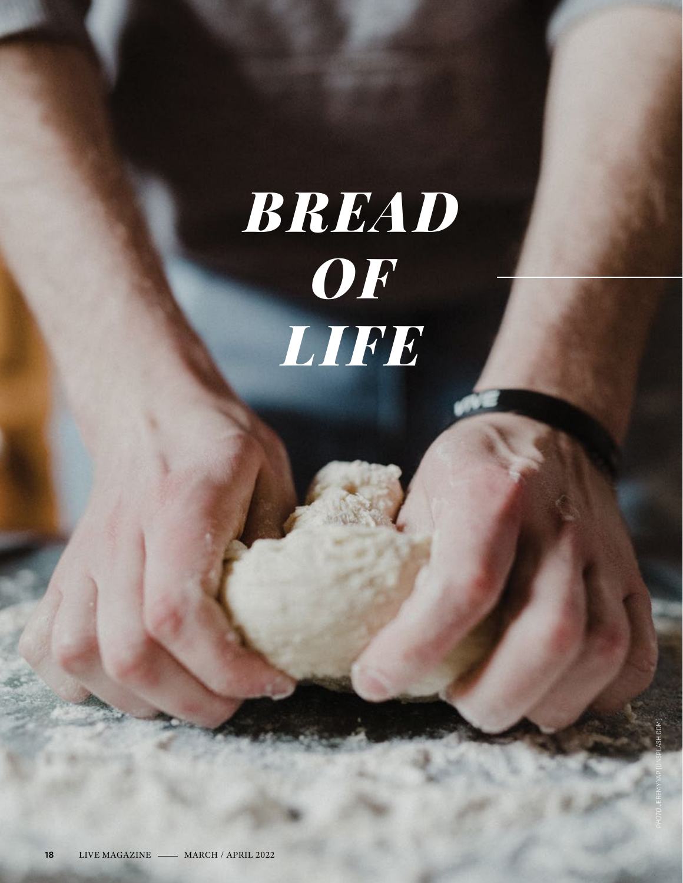# *BREAD OF LIFE*

PHOTO JEREMY YAP (UNSPLASH.COM)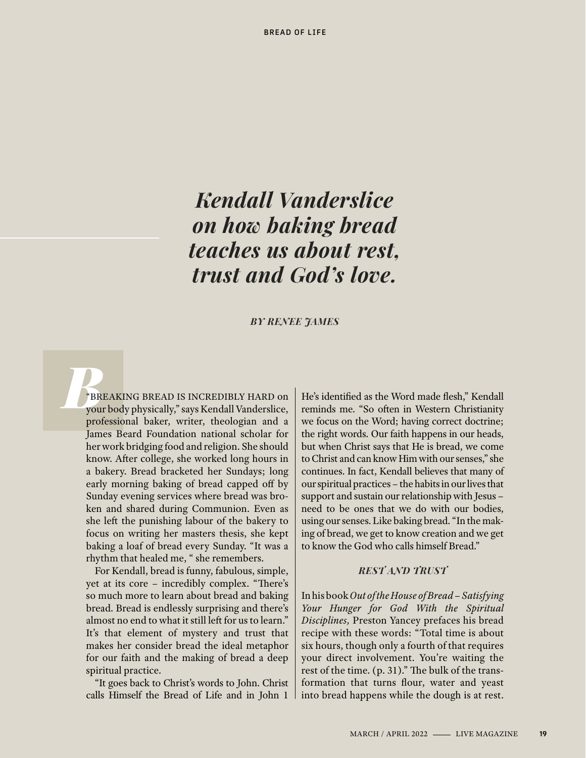# *Kendall Vanderslice on how baking bread teaches us about rest, trust and God's love.*

*BY RENEE JAMES*

"BREAKING BREAD IS INCREDIBLY HARD on your body physically," says Kendall Vanderslice, professional baker, writer, theologian and a James Beard Foundation national scholar for her work bridging food and religion. She should know. After college, she worked long hours in a bakery. Bread bracketed her Sundays; long early morning baking of bread capped off by Sunday evening services where bread was broken and shared during Communion. Even as she left the punishing labour of the bakery to focus on writing her masters thesis, she kept baking a loaf of bread every Sunday. "It was a rhythm that healed me, " she remembers.

For Kendall, bread is funny, fabulous, simple, yet at its core – incredibly complex. "There's so much more to learn about bread and baking bread. Bread is endlessly surprising and there's almost no end to what it still left for us to learn." It's that element of mystery and trust that makes her consider bread the ideal metaphor for our faith and the making of bread a deep spiritual practice.

"It goes back to Christ's words to John. Christ calls Himself the Bread of Life and in John 1 He's identified as the Word made flesh," Kendall reminds me. "So often in Western Christianity we focus on the Word; having correct doctrine; the right words. Our faith happens in our heads, but when Christ says that He is bread, we come to Christ and can know Him with our senses," she continues. In fact, Kendall believes that many of our spiritual practices – the habits in our lives that support and sustain our relationship with Jesus – need to be ones that we do with our bodies, using our senses. Like baking bread. "In the making of bread, we get to know creation and we get to know the God who calls himself Bread."

### *REST AND TRUST*

In his book *Out of the House of Bread – Satisfying Your Hunger for God With the Spiritual Disciplines,* Preston Yancey prefaces his bread recipe with these words: "Total time is about six hours, though only a fourth of that requires your direct involvement. You're waiting the rest of the time. (p. 31)." The bulk of the transformation that turns flour, water and yeast into bread happens while the dough is at rest.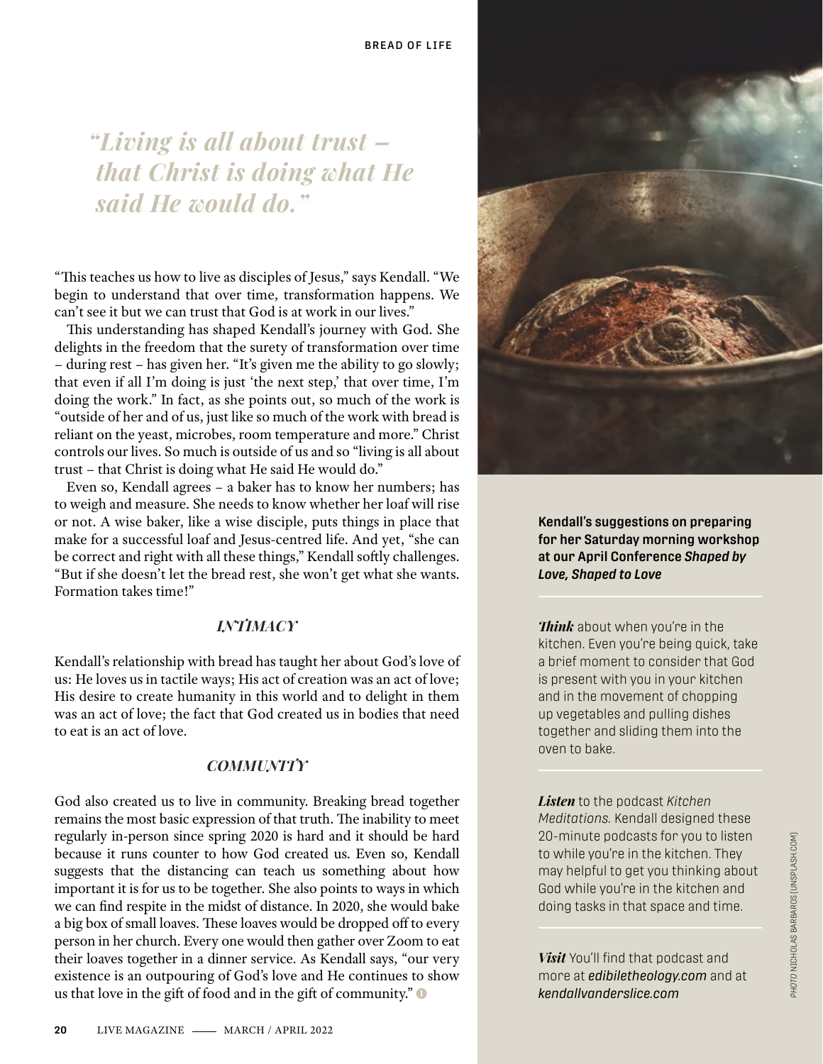*"Living is all about trust – that Christ is doing what He said He would do."*

"This teaches us how to live as disciples of Jesus," says Kendall. "We begin to understand that over time, transformation happens. We can't see it but we can trust that God is at work in our lives."

This understanding has shaped Kendall's journey with God. She delights in the freedom that the surety of transformation over time – during rest – has given her. "It's given me the ability to go slowly; that even if all I'm doing is just 'the next step,' that over time, I'm doing the work." In fact, as she points out, so much of the work is "outside of her and of us, just like so much of the work with bread is reliant on the yeast, microbes, room temperature and more." Christ controls our lives. So much is outside of us and so "living is all about trust – that Christ is doing what He said He would do."

Even so, Kendall agrees – a baker has to know her numbers; has to weigh and measure. She needs to know whether her loaf will rise or not. A wise baker, like a wise disciple, puts things in place that make for a successful loaf and Jesus-centred life. And yet, "she can be correct and right with all these things," Kendall softly challenges. "But if she doesn't let the bread rest, she won't get what she wants. Formation takes time!"

### INTIMACY

Kendall's relationship with bread has taught her about God's love of us: He loves us in tactile ways; His act of creation was an act of love; His desire to create humanity in this world and to delight in them was an act of love; the fact that God created us in bodies that need to eat is an act of love.

### COMMUNITY

God also created us to live in community. Breaking bread together remains the most basic expression of that truth. The inability to meet regularly in-person since spring 2020 is hard and it should be hard because it runs counter to how God created us. Even so, Kendall suggests that the distancing can teach us something about how important it is for us to be together. She also points to ways in which we can find respite in the midst of distance. In 2020, she would bake a big box of small loaves. These loaves would be dropped off to every person in her church. Every one would then gather over Zoom to eat their loaves together in a dinner service. As Kendall says, "our very existence is an outpouring of God's love and He continues to show us that love in the gift of food and in the gift of community."

**Kendall's suggestions on preparing for her Saturday morning workshop at our April Conference *Shaped by Love, Shaped to Love***

***Think*** about when you're in the kitchen. Even you're being quick, take a brief moment to consider that God is present with you in your kitchen and in the movement of chopping up vegetables and pulling dishes together and sliding them into the oven to bake.

***Listen*** to the podcast *Kitchen Meditations.* Kendall designed these 20-minute podcasts for you to listen to while you're in the kitchen. They may helpful to get you thinking about God while you're in the kitchen and doing tasks in that space and time.

***Visit*** You'll find that podcast and more at *edibiletheology.com* and at *kendallvanderslice.com*

*PHOTO* NICHOLAS BARBAROS (UNSPLASH.COM)